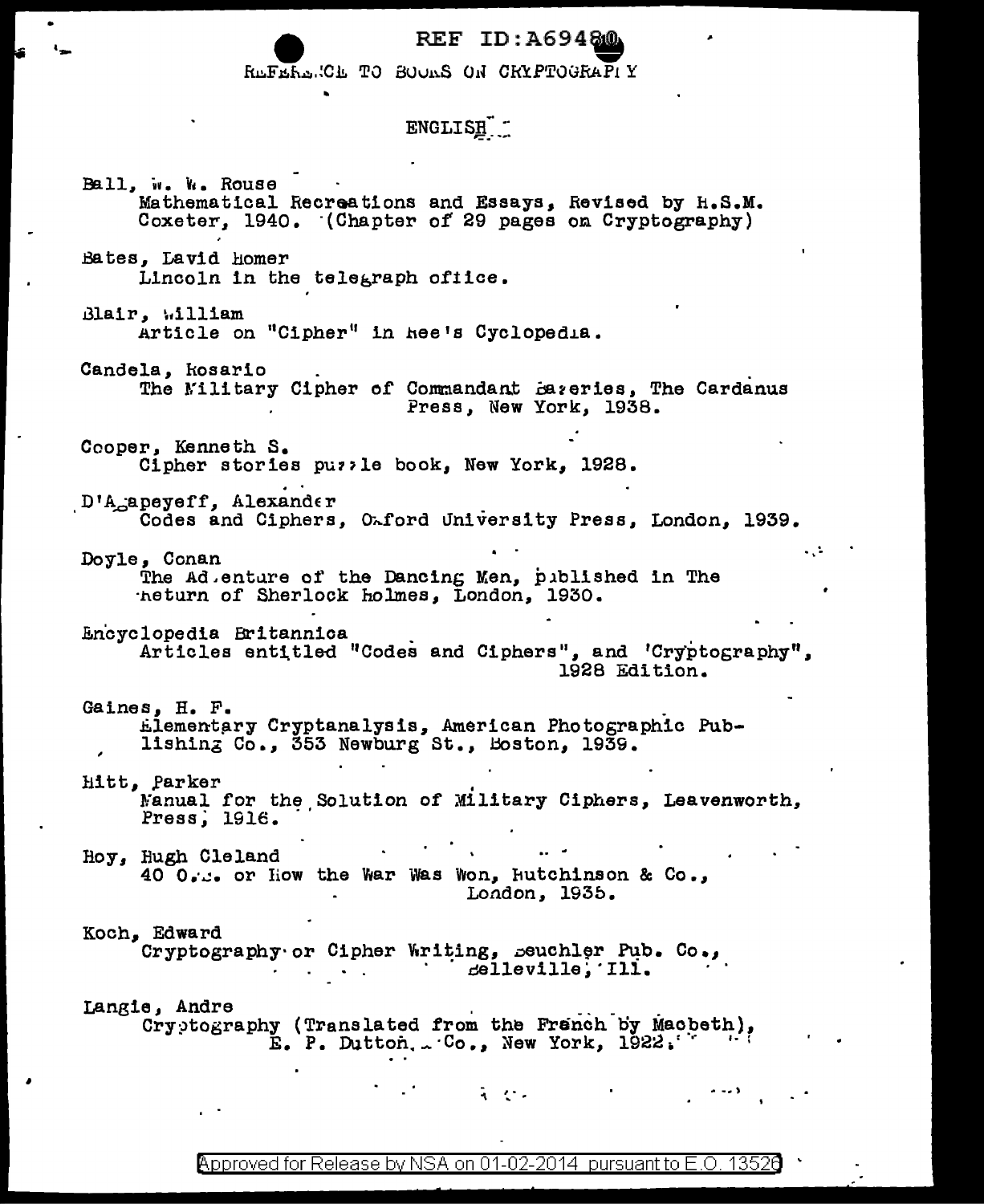REF ID:A69480

# REFERENCE TO BOOKS ON CRYPTOGRAPHY

## ENGLISH

Ball, W. W. Rouse
Mathematical Recreations and Essays, Revised by H.S.M. Coxeter, 1940. (Chapter of 29 pages on Cryptography)

Bates, David Homer
Lincoln in the telegraph office.

Blair, William
Article on "Cipher" in Ree's Cyclopedia.

Candela, Rosario
The Military Cipher of Commandant Bazeries, The Cardanus Press, New York, 1938.

Cooper, Kenneth S.
Cipher stories puzzle book, New York, 1928.

D'Agapeyeff, Alexander
Codes and Ciphers, Oxford University Press, London, 1939.

Doyle, Conan
The Adventure of the Dancing Men, published in The Return of Sherlock Holmes, London, 1930.

Encyclopedia Britannica
Articles entitled "Codes and Ciphers", and 'Cryptography", 1928 Edition.

Gaines, H. F.
Elementary Cryptanalysis, American Photographic Publishing Co., 353 Newburg St., Boston, 1939.

Hitt, Parker
Manual for the Solution of Military Ciphers, Leavenworth, Press, 1916.

Hoy, Hugh Cleland
40 O.B. or How the War Was Won, Hutchinson & Co., London, 1935.

Koch, Edward
Cryptography or Cipher Writing, Beuchler Pub. Co., Belleville, Ill.

Langie, Andre
Cryptography (Translated from the French by Macbeth), E. P. Dutton Co., New York, 1922.

Approved for Release by NSA on 01-02-2014 pursuant to E.O. 13526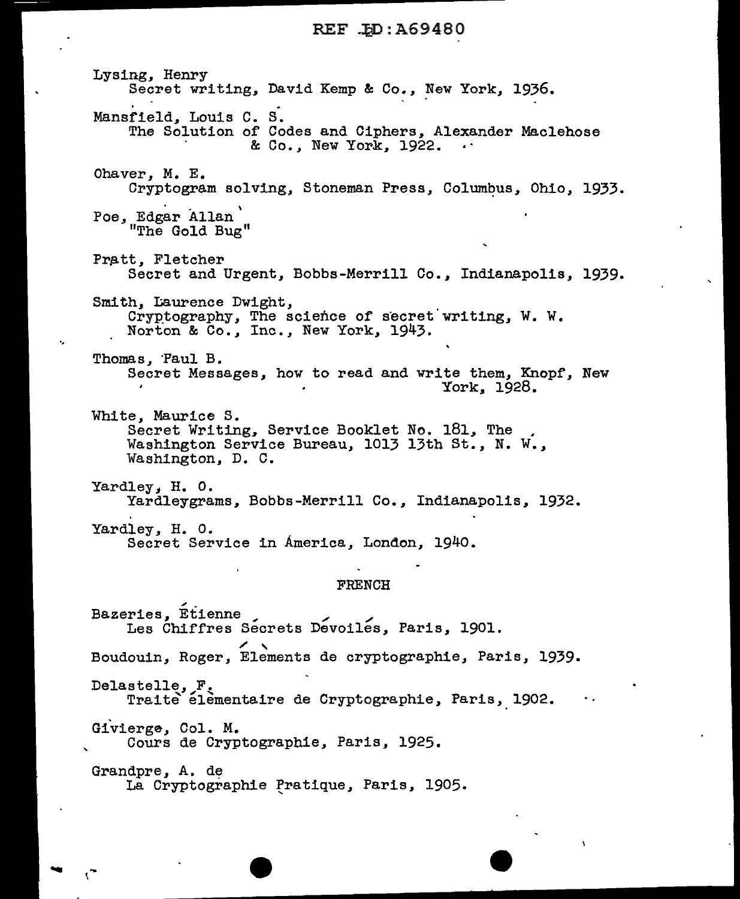Lysing, Henry
Secret writing, David Kemp & Co., New York, 1936.

Mansfield, Louis C. S.
The Solution of Codes and Ciphers, Alexander Maclehose & Co., New York, 1922.

Ohaver, M. E.
Cryptogram solving, Stoneman Press, Columbus, Ohio, 1933.

Poe, Edgar Allan
"The Gold Bug"

Pratt, Fletcher
Secret and Urgent, Bobbs-Merrill Co., Indianapolis, 1939.

Smith, Laurence Dwight,
Cryptography, The science of secret writing, W. W. Norton & Co., Inc., New York, 1943.

Thomas, Paul B.
Secret Messages, how to read and write them, Knopf, New York, 1928.

White, Maurice S.
Secret Writing, Service Booklet No. 181, The Washington Service Bureau, 1013 13th St., N. W., Washington, D. C.

Yardley, H. O.
Yardleygrams, Bobbs-Merrill Co., Indianapolis, 1932.

Yardley, H. O.
Secret Service in America, London, 1940.

## FRENCH

Bazeries, Étienne
Les Chiffres Sécrets Dévoilés, Paris, 1901.

Boudouin, Roger, Eléments de cryptographie, Paris, 1939.

Delastelle, F.
Traité élémentaire de Cryptographie, Paris, 1902.

Givierge, Col. M.
Cours de Cryptographie, Paris, 1925.

Grandpre, A. de
La Cryptographie Pratique, Paris, 1905.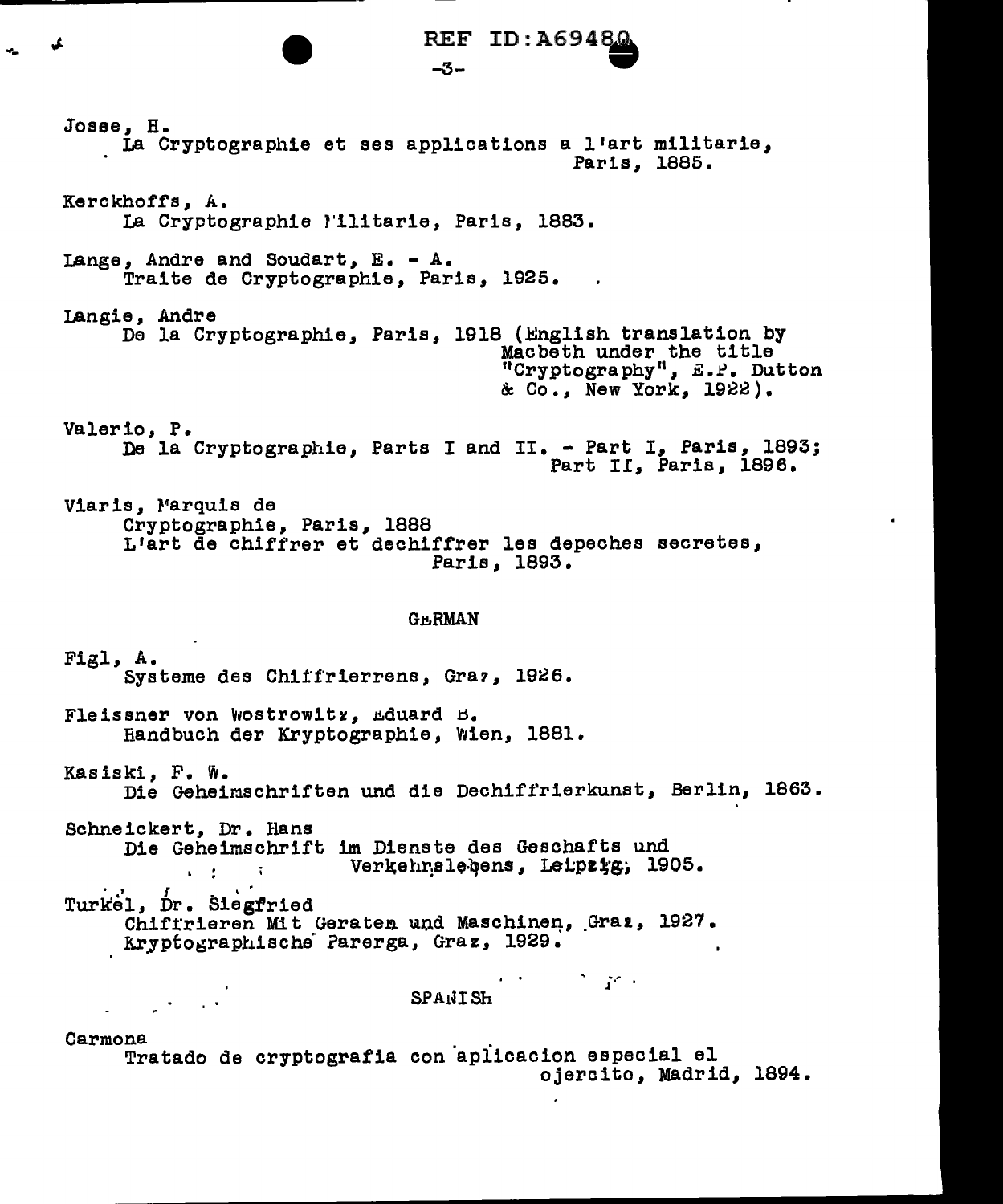Josse, H.
La Cryptographie et ses applications a l'art militarie, Paris, 1885.

Kerckhoffs, A.
La Cryptographie Militarie, Paris, 1883.

Lange, Andre and Soudart, E. - A.
Traite de Cryptographie, Paris, 1925.

Langie, Andre
De la Cryptographie, Paris, 1918 (English translation by Macbeth under the title "Cryptography", E.P. Dutton & Co., New York, 1922).

Valerio, P.
De la Cryptographie, Parts I and II. - Part I, Paris, 1893; Part II, Paris, 1896.

Viaris, Marquis de
Cryptographie, Paris, 1888
L'art de chiffrer et dechiffrer les depeches secretes, Paris, 1893.

## GERMAN

Figl, A.
Systeme des Chiffrierrens, Graz, 1926.

Fleissner von Wostrowitz, Eduard B.
Handbuch der Kryptographie, Wien, 1881.

Kasiski, F. W.
Die Geheimschriften und die Dechiffrierkunst, Berlin, 1863.

Schneickert, Dr. Hans
Die Geheimschrift im Dienste des Geschafts und Verkehrslebens, Leipzig, 1905.

Turkel, Dr. Siegfried
Chiffrieren Mit Geraten und Maschinen, Graz, 1927.
Kryptographische Parerga, Graz, 1929.

## SPANISH

Carmona
Tratado de cryptografia con aplicacion especial el ojercito, Madrid, 1894.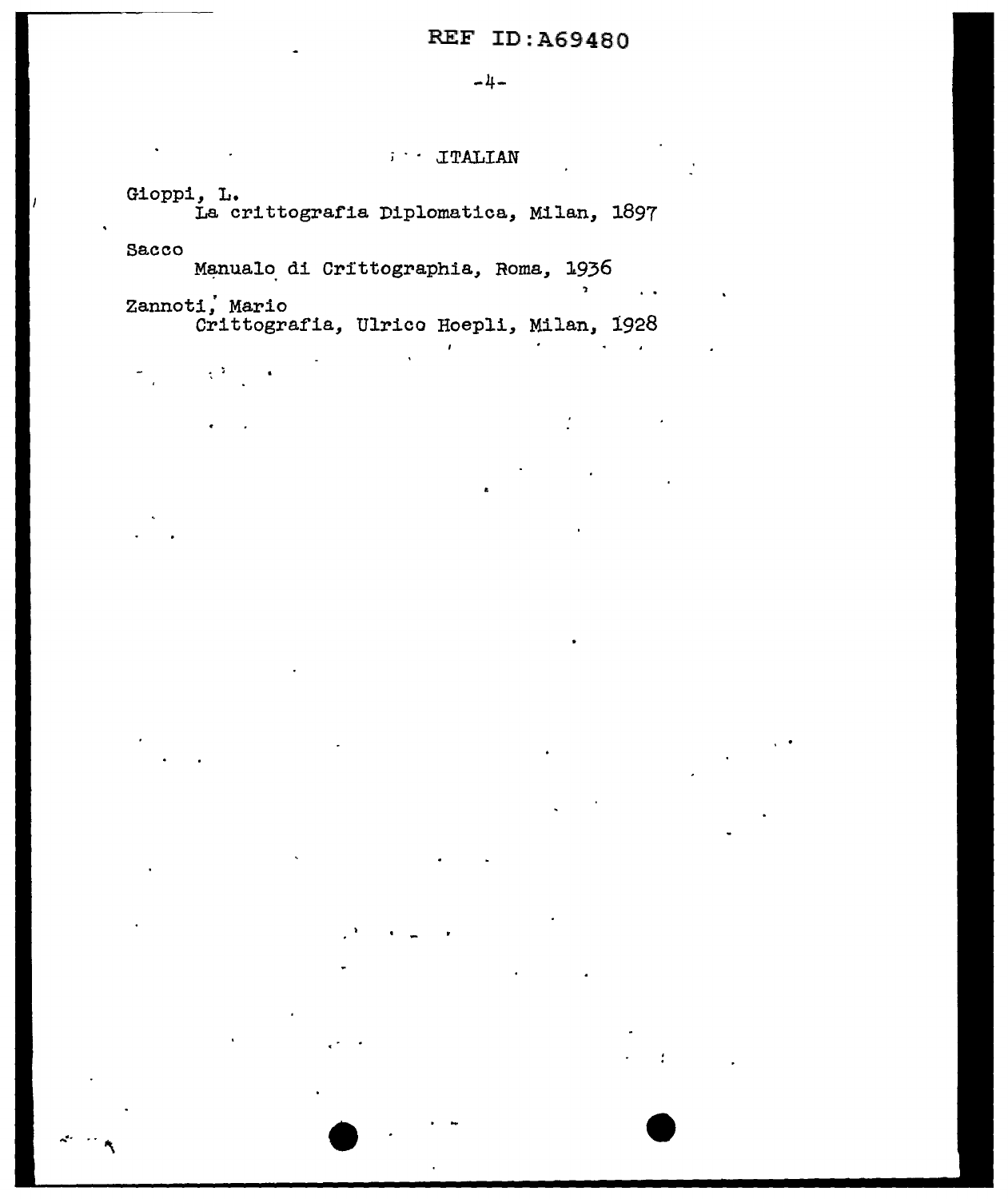## ITALIAN

Gioppi, L.
La crittografia Diplomatica, Milan, 1897

Sacco
Manualo di Crittographia, Roma, 1936

Zannoti, Mario
Crittografia, Ulrico Hoepli, Milan, 1928